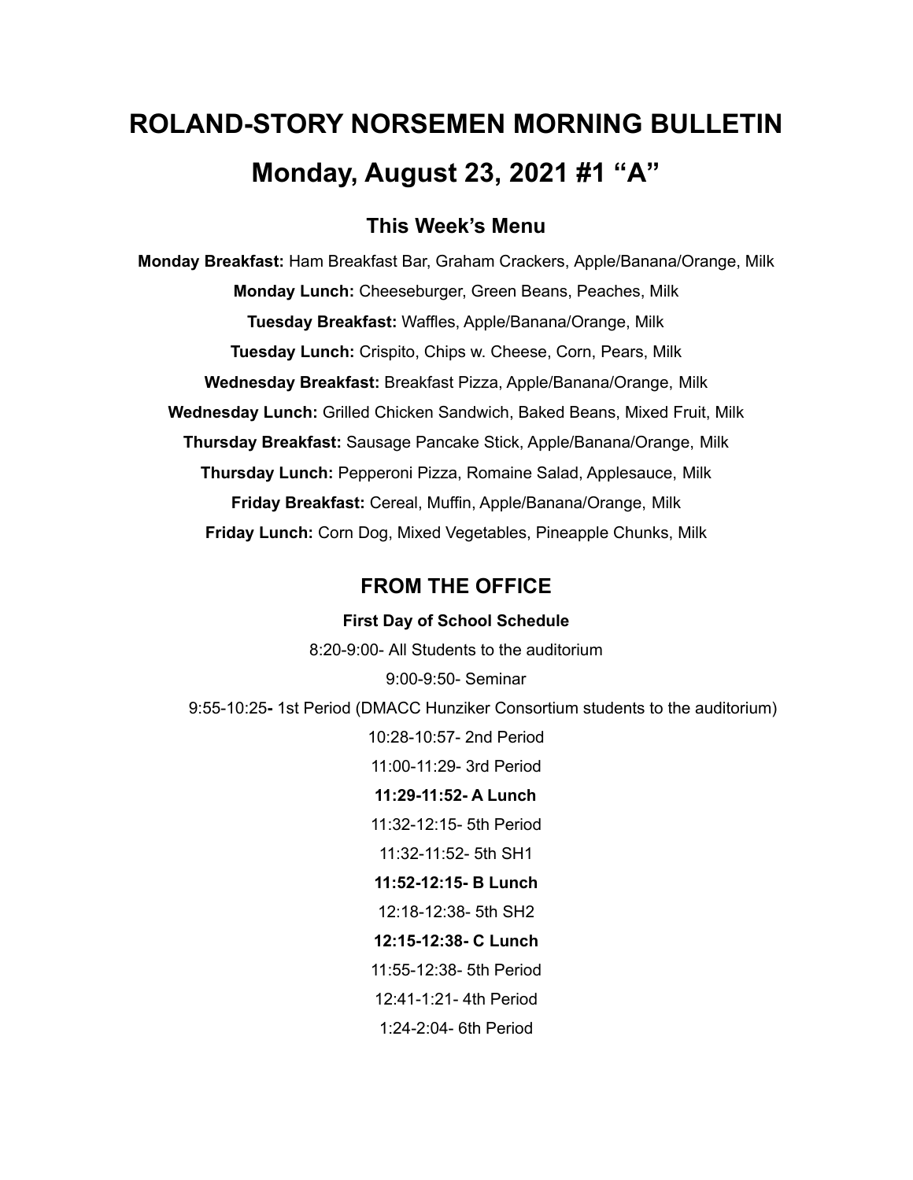# ROLAND-STORY NORSEMEN MORNING BULLETIN

# Monday, August 23, 2021 #1 "A"

## This Week's Menu

**Monday Breakfast:** Ham Breakfast Bar, Graham Crackers, Apple/Banana/Orange, Milk

**Monday Lunch:** Cheeseburger, Green Beans, Peaches, Milk

**Tuesday Breakfast:** Waffles, Apple/Banana/Orange, Milk

**Tuesday Lunch:** Crispito, Chips w. Cheese, Corn, Pears, Milk

**Wednesday Breakfast:** Breakfast Pizza, Apple/Banana/Orange, Milk

**Wednesday Lunch:** Grilled Chicken Sandwich, Baked Beans, Mixed Fruit, Milk

**Thursday Breakfast:** Sausage Pancake Stick, Apple/Banana/Orange, Milk

**Thursday Lunch:** Pepperoni Pizza, Romaine Salad, Applesauce, Milk

**Friday Breakfast:** Cereal, Muffin, Apple/Banana/Orange, Milk

**Friday Lunch:** Corn Dog, Mixed Vegetables, Pineapple Chunks, Milk

## FROM THE OFFICE

**First Day of School Schedule**

8:20-9:00- All Students to the auditorium

9:00-9:50- Seminar

9:55-10:25**-** 1st Period (DMACC Hunziker Consortium students to the auditorium)

10:28-10:57- 2nd Period

11:00-11:29- 3rd Period

**11:29-11:52- A Lunch**

11:32-12:15- 5th Period

11:32-11:52- 5th SH1

**11:52-12:15- B Lunch**

12:18-12:38- 5th SH2

**12:15-12:38- C Lunch**

11:55-12:38- 5th Period

12:41-1:21- 4th Period

1:24-2:04- 6th Period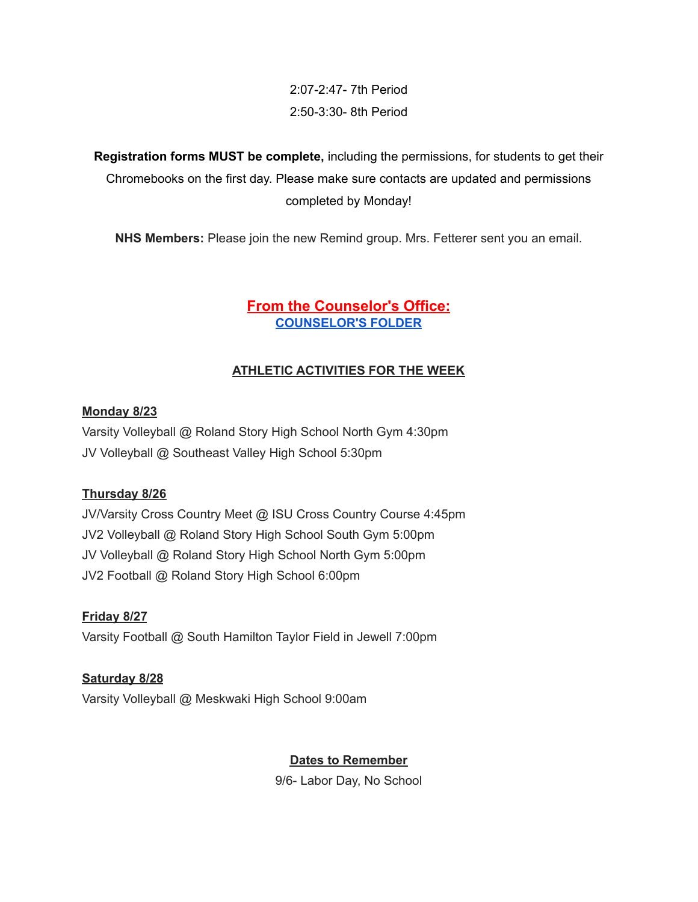2:07-2:47- 7th Period

2:50-3:30- 8th Period

**Registration forms MUST be complete,** including the permissions, for students to get their Chromebooks on the first day. Please make sure contacts are updated and permissions completed by Monday!

**NHS Members:** Please join the new Remind group. Mrs. Fetterer sent you an email.

## From the Counselor's Office:

**COUNSELOR'S FOLDER**

### ATHLETIC ACTIVITIES FOR THE WEEK

**Monday 8/23**

Varsity Volleyball @ Roland Story High School North Gym 4:30pm

JV Volleyball @ Southeast Valley High School 5:30pm

**Thursday 8/26**

JV/Varsity Cross Country Meet @ ISU Cross Country Course 4:45pm

JV2 Volleyball @ Roland Story High School South Gym 5:00pm

JV Volleyball @ Roland Story High School North Gym 5:00pm

JV2 Football @ Roland Story High School 6:00pm

**Friday 8/27**

Varsity Football @ South Hamilton Taylor Field in Jewell 7:00pm

**Saturday 8/28**

Varsity Volleyball @ Meskwaki High School 9:00am

### Dates to Remember

9/6- Labor Day, No School